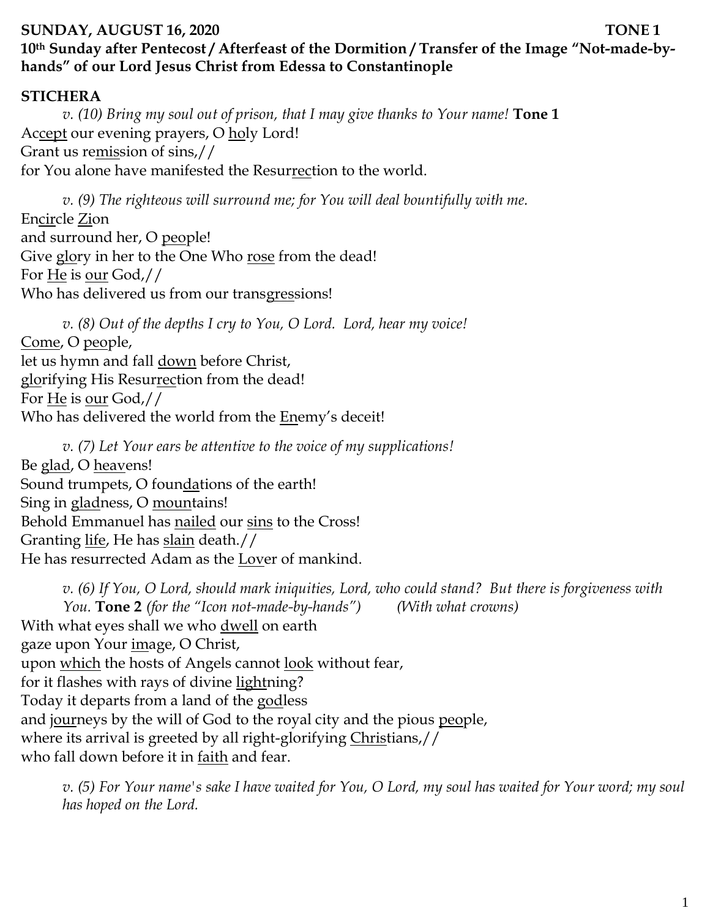**SUNDAY, AUGUST 16, 2020 TONE 1**

**10th Sunday after Pentecost / Afterfeast of the Dormition / Transfer of the Image "Not-made-by-hands" of our Lord Jesus Christ from Edessa to Constantinople**

## STICHERA

*v. (10) Bring my soul out of prison, that I may give thanks to Your name!* **Tone 1**

Ac<u>cept</u> our evening prayers, O <u>ho</u>ly Lord!
Grant us re<u>mis</u>sion of sins,//
for You alone have manifested the Resur<u>rec</u>tion to the world.

*v. (9) The righteous will surround me; for You will deal bountifully with me.*

En<u>cir</u>cle <u>Zi</u>on
and surround her, O <u>peo</u>ple!
Give <u>glo</u>ry in her to the One Who <u>rose</u> from the dead!
For <u>He</u> is <u>our</u> God,//
Who has delivered us from our trans<u>gres</u>sions!

*v. (8) Out of the depths I cry to You, O Lord. Lord, hear my voice!*

<u>Come</u>, O <u>peo</u>ple,
let us hymn and fall <u>down</u> before Christ,
<u>glo</u>rifying His Resur<u>rec</u>tion from the dead!
For <u>He</u> is <u>our</u> God,//
Who has delivered the world from the <u>En</u>emy's deceit!

*v. (7) Let Your ears be attentive to the voice of my supplications!*

Be <u>glad</u>, O <u>heav</u>ens!
Sound trumpets, O foun<u>da</u>tions of the earth!
Sing in <u>glad</u>ness, O <u>moun</u>tains!
Behold Emmanuel has <u>nailed</u> our <u>sins</u> to the Cross!
Granting <u>life</u>, He has <u>slain</u> death.//
He has resurrected Adam as the <u>Lov</u>er of mankind.

*v. (6) If You, O Lord, should mark iniquities, Lord, who could stand? But there is forgiveness with You.* **Tone 2** *(for the "Icon not-made-by-hands") (With what crowns)*

With what eyes shall we who <u>dwell</u> on earth
gaze upon Your <u>im</u>age, O Christ,
upon <u>which</u> the hosts of Angels cannot <u>look</u> without fear,
for it flashes with rays of divine <u>light</u>ning?
Today it departs from a land of the <u>god</u>less
and j<u>our</u>neys by the will of God to the royal city and the pious <u>peo</u>ple,
where its arrival is greeted by all right-glorifying <u>Chris</u>tians,//
who fall down before it in <u>faith</u> and fear.

*v. (5) For Your name's sake I have waited for You, O Lord, my soul has waited for Your word; my soul has hoped on the Lord.*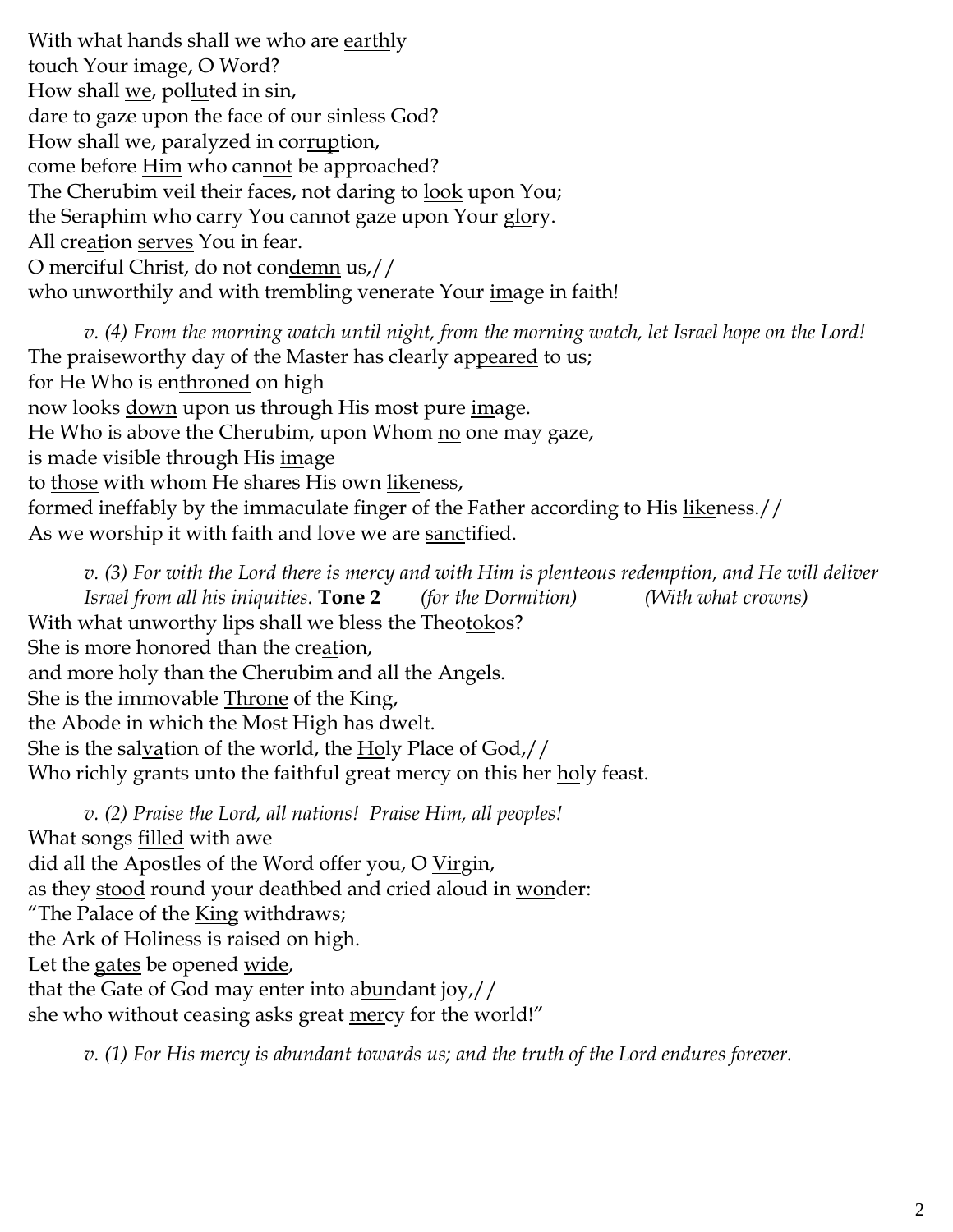With what hands shall we who are earthly
touch Your image, O Word?
How shall we, polluted in sin,
dare to gaze upon the face of our sinless God?
How shall we, paralyzed in corruption,
come before Him who cannot be approached?
The Cherubim veil their faces, not daring to look upon You;
the Seraphim who carry You cannot gaze upon Your glory.
All creation serves You in fear.
O merciful Christ, do not condemn us,//
who unworthily and with trembling venerate Your image in faith!

*v. (4) From the morning watch until night, from the morning watch, let Israel hope on the Lord!*
The praiseworthy day of the Master has clearly appeared to us;
for He Who is enthroned on high
now looks down upon us through His most pure image.
He Who is above the Cherubim, upon Whom no one may gaze,
is made visible through His image
to those with whom He shares His own likeness,
formed ineffably by the immaculate finger of the Father according to His likeness.//
As we worship it with faith and love we are sanctified.

*v. (3) For with the Lord there is mercy and with Him is plenteous redemption, and He will deliver Israel from all his iniquities.* **Tone 2** *(for the Dormition)* *(With what crowns)*
With what unworthy lips shall we bless the Theotokos?
She is more honored than the creation,
and more holy than the Cherubim and all the Angels.
She is the immovable Throne of the King,
the Abode in which the Most High has dwelt.
She is the salvation of the world, the Holy Place of God,//
Who richly grants unto the faithful great mercy on this her holy feast.

*v. (2) Praise the Lord, all nations! Praise Him, all peoples!*
What songs filled with awe
did all the Apostles of the Word offer you, O Virgin,
as they stood round your deathbed and cried aloud in wonder:
"The Palace of the King withdraws;
the Ark of Holiness is raised on high.
Let the gates be opened wide,
that the Gate of God may enter into abundant joy,//
she who without ceasing asks great mercy for the world!"

*v. (1) For His mercy is abundant towards us; and the truth of the Lord endures forever.*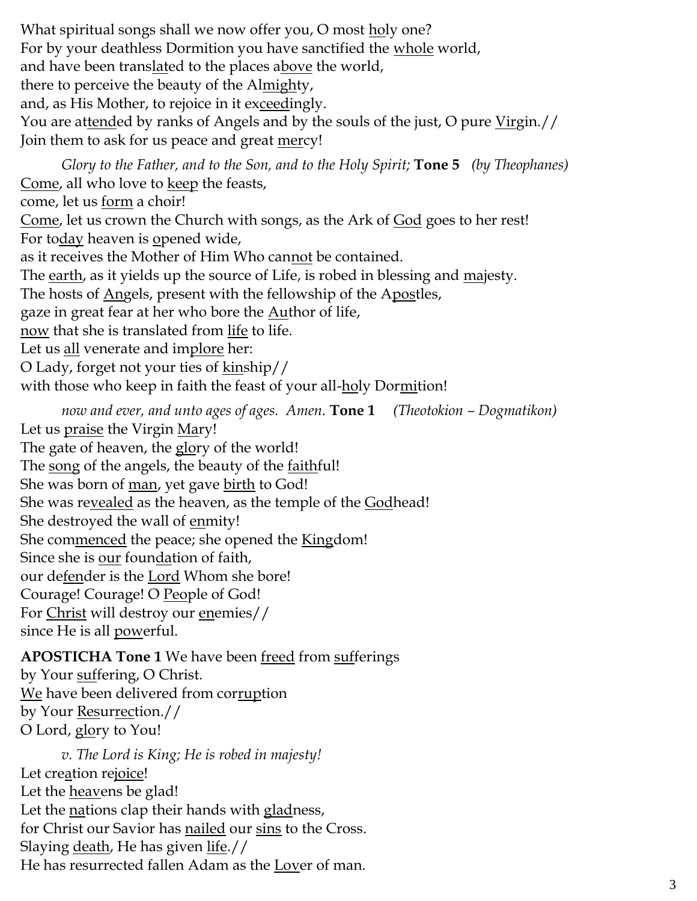What spiritual songs shall we now offer you, O most holy one?
For by your deathless Dormition you have sanctified the whole world,
and have been translated to the places above the world,
there to perceive the beauty of the Almighty,
and, as His Mother, to rejoice in it exceedingly.
You are attended by ranks of Angels and by the souls of the just, O pure Virgin.//
Join them to ask for us peace and great mercy!

*Glory to the Father, and to the Son, and to the Holy Spirit;* **Tone 5** *(by Theophanes)*
Come, all who love to keep the feasts,
come, let us form a choir!
Come, let us crown the Church with songs, as the Ark of God goes to her rest!
For today heaven is opened wide,
as it receives the Mother of Him Who cannot be contained.
The earth, as it yields up the source of Life, is robed in blessing and majesty.
The hosts of Angels, present with the fellowship of the Apostles,
gaze in great fear at her who bore the Author of life,
now that she is translated from life to life.
Let us all venerate and implore her:
O Lady, forget not your ties of kinship//
with those who keep in faith the feast of your all-holy Dormition!

*now and ever, and unto ages of ages. Amen.* **Tone 1** *(Theotokion – Dogmatikon)*
Let us praise the Virgin Mary!
The gate of heaven, the glory of the world!
The song of the angels, the beauty of the faithful!
She was born of man, yet gave birth to God!
She was revealed as the heaven, as the temple of the Godhead!
She destroyed the wall of enmity!
She commenced the peace; she opened the Kingdom!
Since she is our foundation of faith,
our defender is the Lord Whom she bore!
Courage! Courage! O People of God!
For Christ will destroy our enemies//
since He is all powerful.

**APOSTICHA Tone 1** We have been freed from sufferings
by Your suffering, O Christ.
We have been delivered from corruption
by Your Resurrection.//
O Lord, glory to You!

*v. The Lord is King; He is robed in majesty!*
Let creation rejoice!
Let the heavens be glad!
Let the nations clap their hands with gladness,
for Christ our Savior has nailed our sins to the Cross.
Slaying death, He has given life.//
He has resurrected fallen Adam as the Lover of man.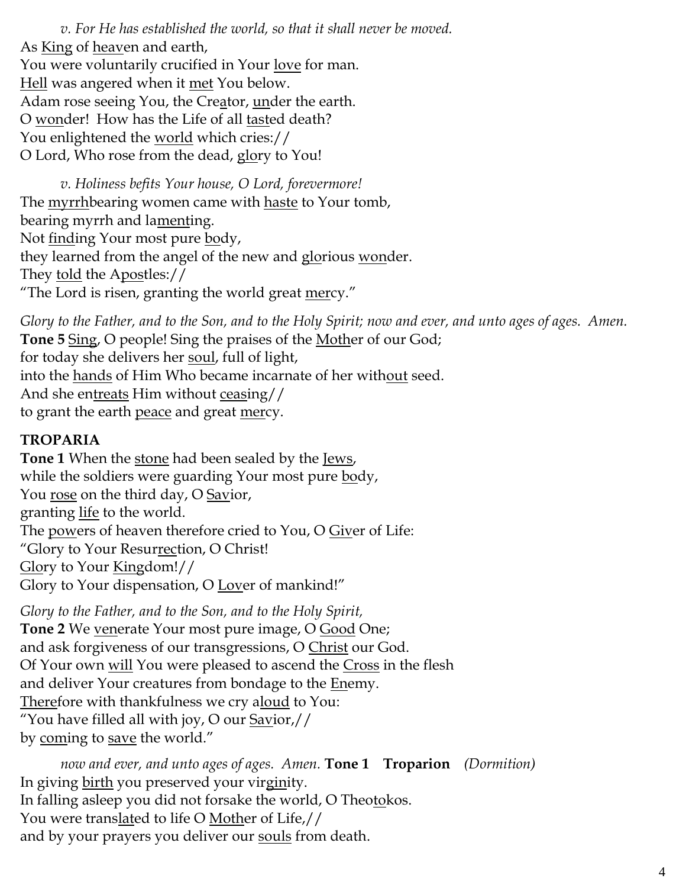*v. For He has established the world, so that it shall never be moved.*
As King of heaven and earth,
You were voluntarily crucified in Your love for man.
Hell was angered when it met You below.
Adam rose seeing You, the Creator, under the earth.
O wonder! How has the Life of all tasted death?
You enlightened the world which cries://
O Lord, Who rose from the dead, glory to You!

*v. Holiness befits Your house, O Lord, forevermore!*
The myrrhbearing women came with haste to Your tomb,
bearing myrrh and lamenting.
Not finding Your most pure body,
they learned from the angel of the new and glorious wonder.
They told the Apostles://
"The Lord is risen, granting the world great mercy."

*Glory to the Father, and to the Son, and to the Holy Spirit; now and ever, and unto ages of ages. Amen.*
**Tone 5** Sing, O people! Sing the praises of the Mother of our God;
for today she delivers her soul, full of light,
into the hands of Him Who became incarnate of her without seed.
And she entreats Him without ceasing//
to grant the earth peace and great mercy.

**TROPARIA**

**Tone 1** When the stone had been sealed by the Jews,
while the soldiers were guarding Your most pure body,
You rose on the third day, O Savior,
granting life to the world.
The powers of heaven therefore cried to You, O Giver of Life:
"Glory to Your Resurrection, O Christ!
Glory to Your Kingdom!//
Glory to Your dispensation, O Lover of mankind!"

*Glory to the Father, and to the Son, and to the Holy Spirit,*
**Tone 2** We venerate Your most pure image, O Good One;
and ask forgiveness of our transgressions, O Christ our God.
Of Your own will You were pleased to ascend the Cross in the flesh
and deliver Your creatures from bondage to the Enemy.
Therefore with thankfulness we cry aloud to You:
"You have filled all with joy, O our Savior,//
by coming to save the world."

*now and ever, and unto ages of ages. Amen.* **Tone 1 Troparion** *(Dormition)*
In giving birth you preserved your virginity.
In falling asleep you did not forsake the world, O Theotokos.
You were translated to life O Mother of Life,//
and by your prayers you deliver our souls from death.